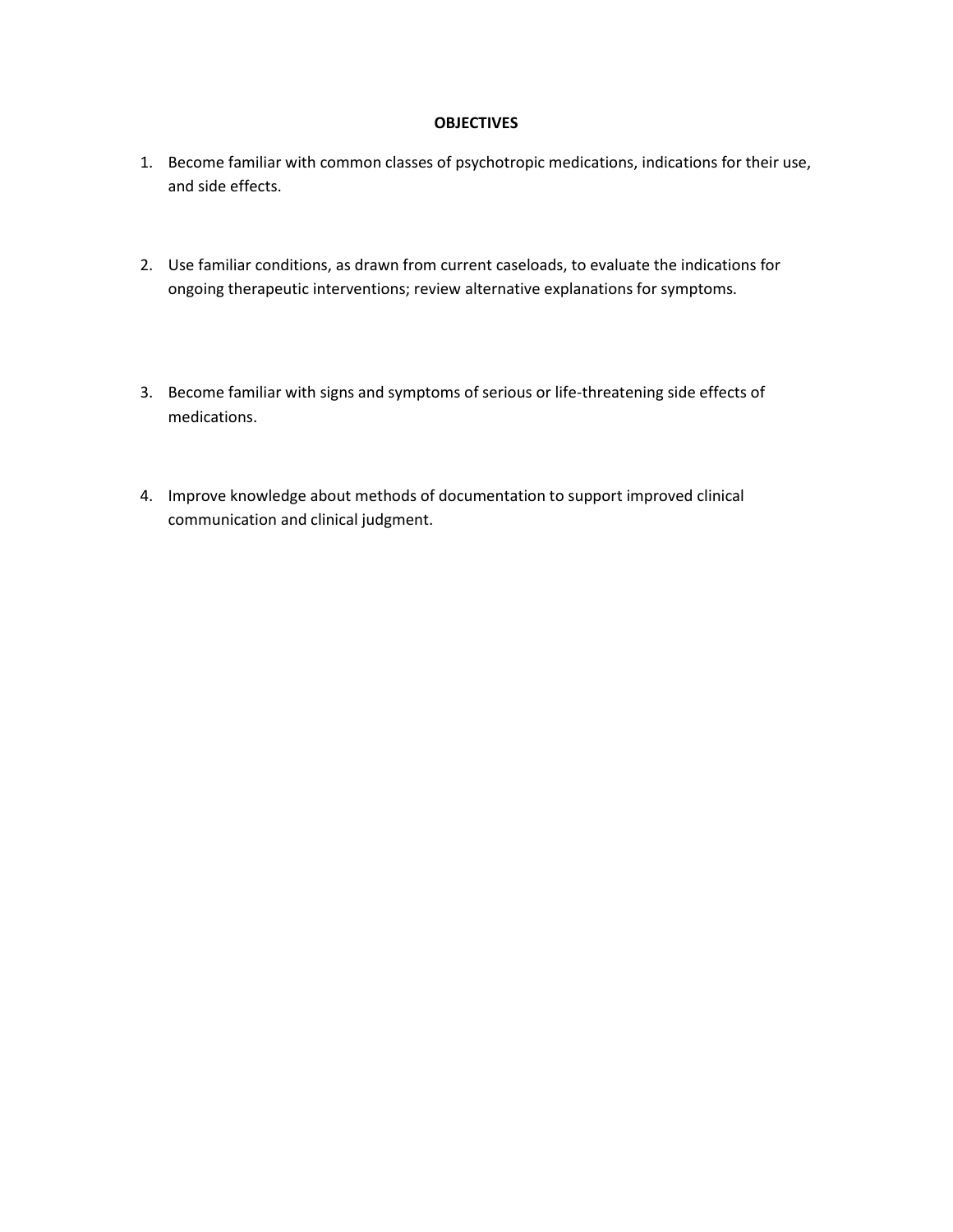# OBJECTIVES

1. Become familiar with common classes of psychotropic medications, indications for their use, and side effects.

2. Use familiar conditions, as drawn from current caseloads, to evaluate the indications for ongoing therapeutic interventions; review alternative explanations for symptoms.

3. Become familiar with signs and symptoms of serious or life-threatening side effects of medications.

4. Improve knowledge about methods of documentation to support improved clinical communication and clinical judgment.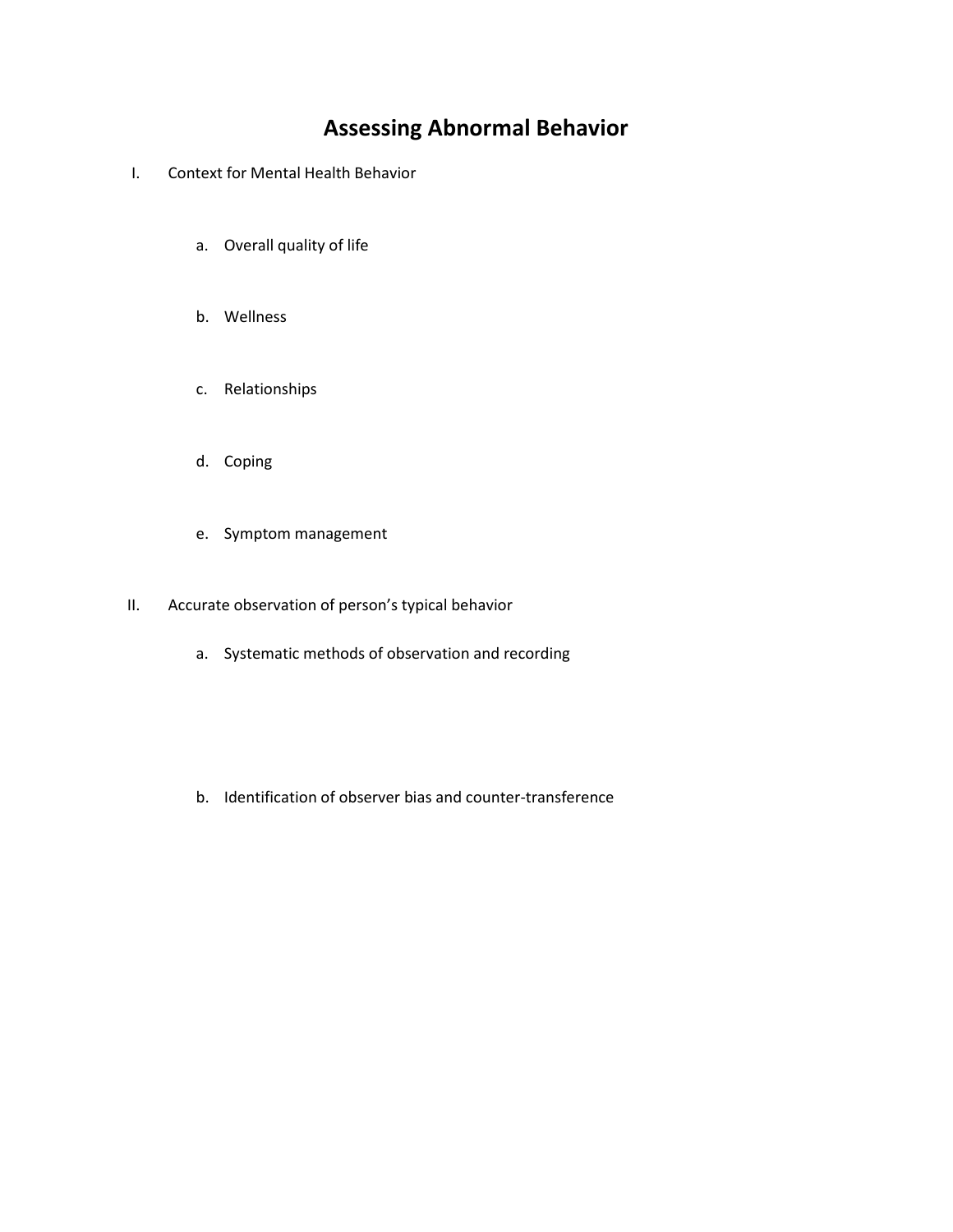# Assessing Abnormal Behavior

I. Context for Mental Health Behavior

   a. Overall quality of life

   b. Wellness

   c. Relationships

   d. Coping

   e. Symptom management

II. Accurate observation of person's typical behavior

   a. Systematic methods of observation and recording

   b. Identification of observer bias and counter-transference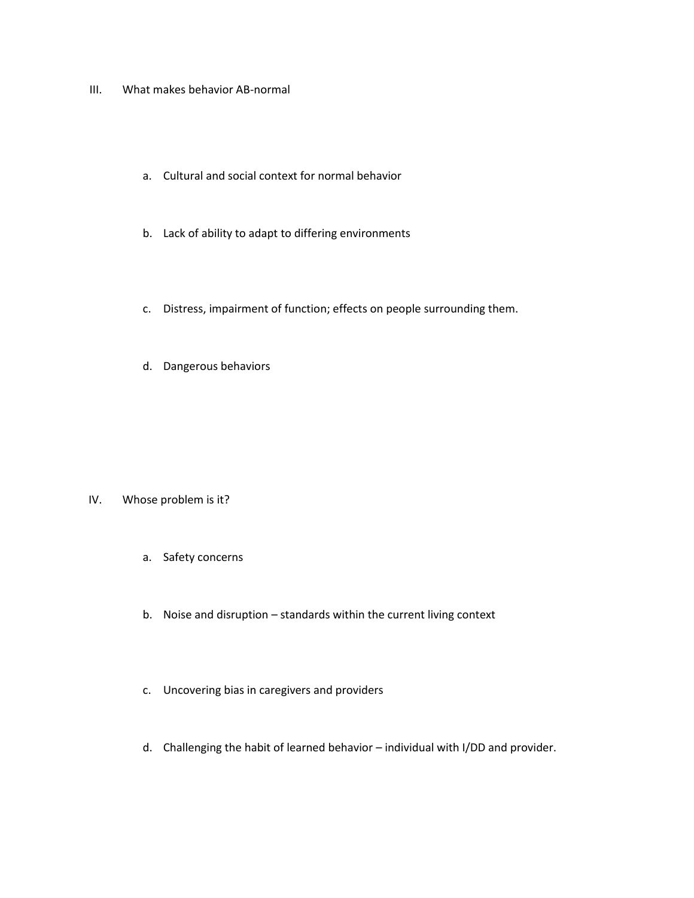III. What makes behavior AB-normal

   a. Cultural and social context for normal behavior

   b. Lack of ability to adapt to differing environments

   c. Distress, impairment of function; effects on people surrounding them.

   d. Dangerous behaviors

IV. Whose problem is it?

   a. Safety concerns

   b. Noise and disruption – standards within the current living context

   c. Uncovering bias in caregivers and providers

   d. Challenging the habit of learned behavior – individual with I/DD and provider.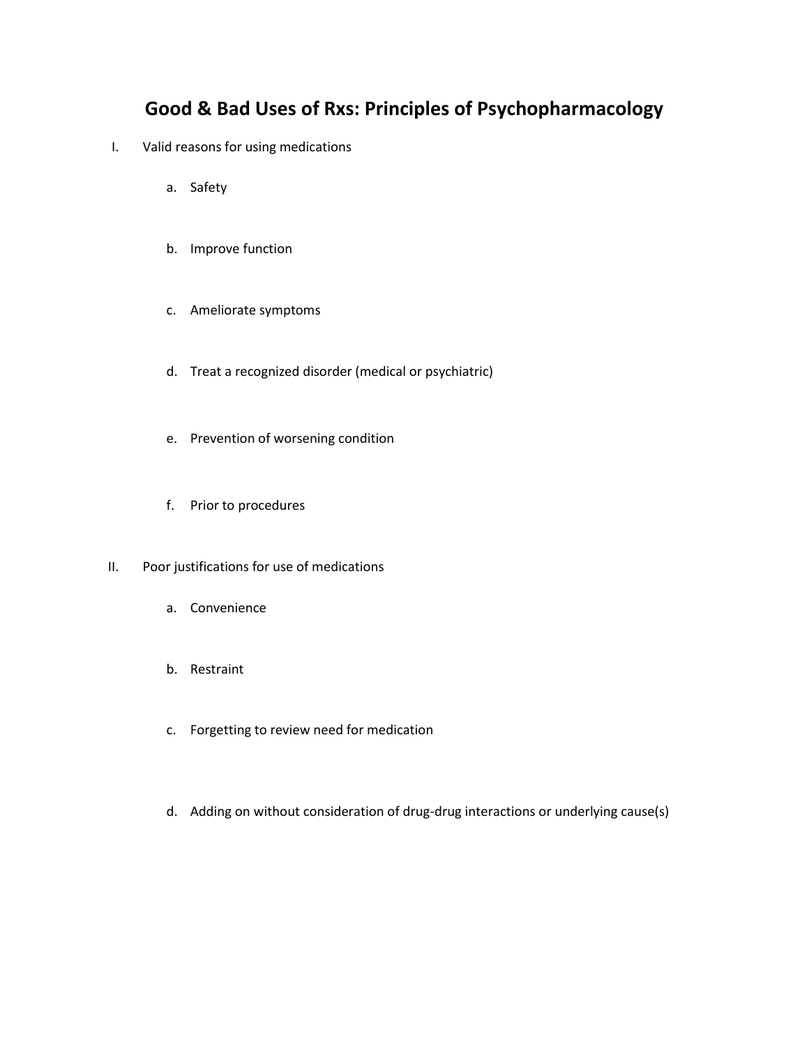# Good & Bad Uses of Rxs: Principles of Psychopharmacology

I. Valid reasons for using medications

   a. Safety

   b. Improve function

   c. Ameliorate symptoms

   d. Treat a recognized disorder (medical or psychiatric)

   e. Prevention of worsening condition

   f. Prior to procedures

II. Poor justifications for use of medications

   a. Convenience

   b. Restraint

   c. Forgetting to review need for medication

   d. Adding on without consideration of drug-drug interactions or underlying cause(s)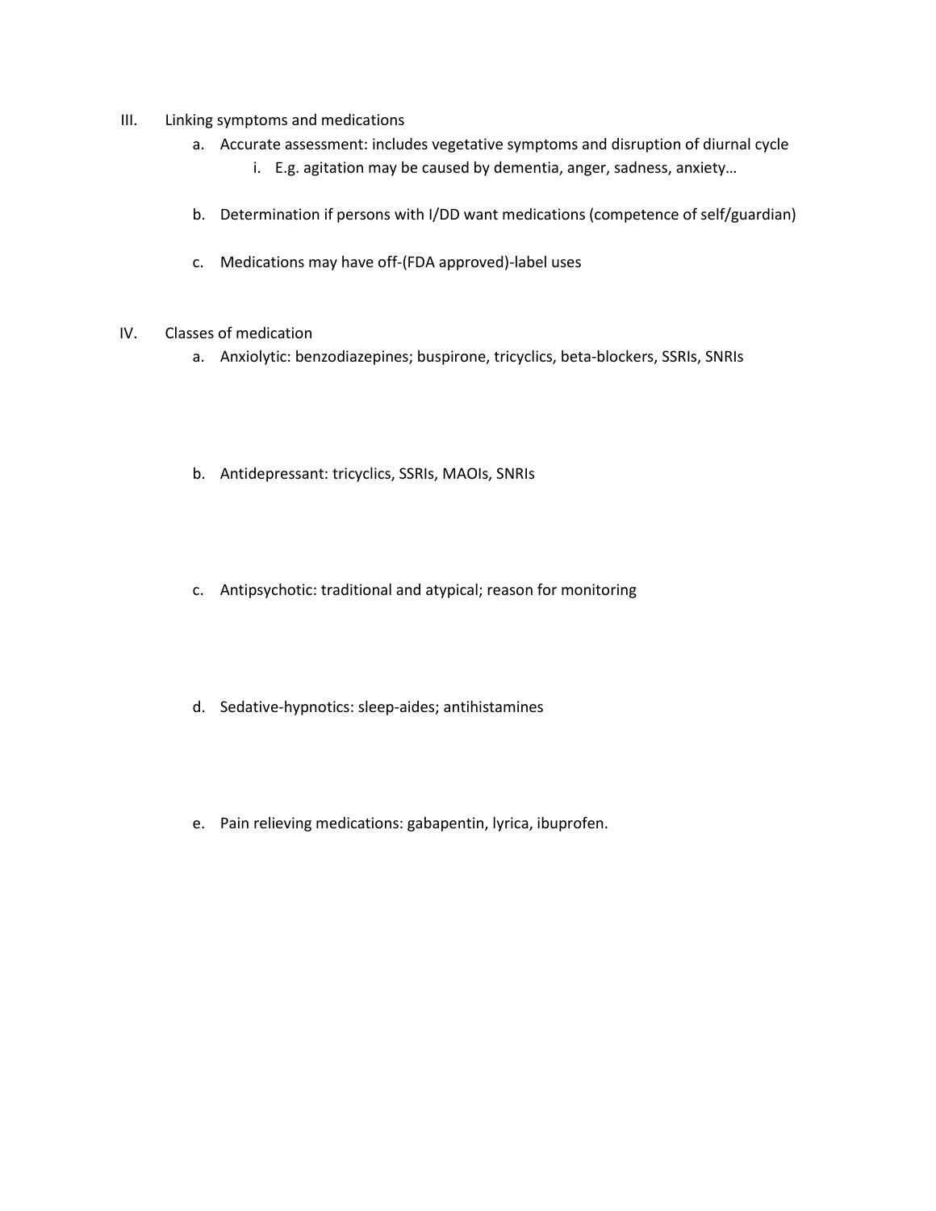III. Linking symptoms and medications

   a. Accurate assessment: includes vegetative symptoms and disruption of diurnal cycle

      i. E.g. agitation may be caused by dementia, anger, sadness, anxiety…

   b. Determination if persons with I/DD want medications (competence of self/guardian)

   c. Medications may have off-(FDA approved)-label uses

IV. Classes of medication

   a. Anxiolytic: benzodiazepines; buspirone, tricyclics, beta-blockers, SSRIs, SNRIs

   b. Antidepressant: tricyclics, SSRIs, MAOIs, SNRIs

   c. Antipsychotic: traditional and atypical; reason for monitoring

   d. Sedative-hypnotics: sleep-aides; antihistamines

   e. Pain relieving medications: gabapentin, lyrica, ibuprofen.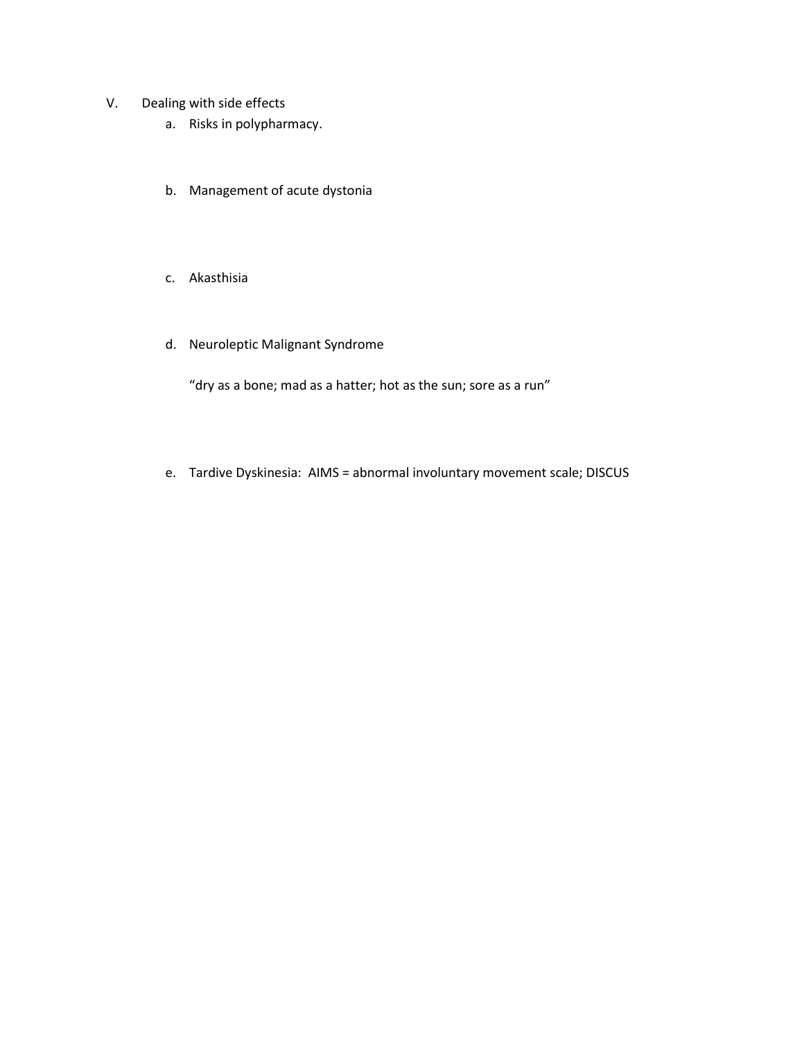V. Dealing with side effects

a. Risks in polypharmacy.

b. Management of acute dystonia

c. Akasthisia

d. Neuroleptic Malignant Syndrome

   "dry as a bone; mad as a hatter; hot as the sun; sore as a run"

e. Tardive Dyskinesia: AIMS = abnormal involuntary movement scale; DISCUS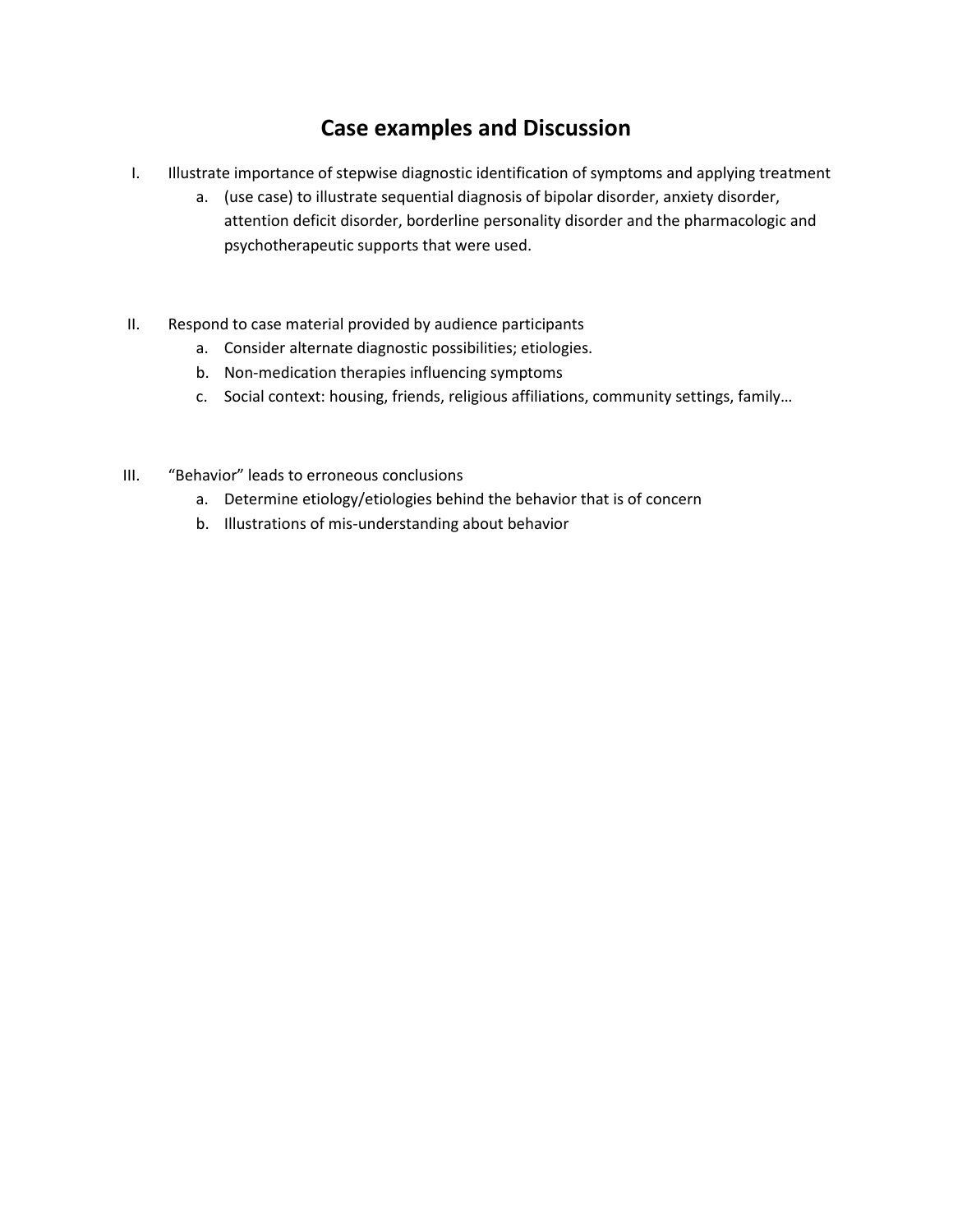# Case examples and Discussion

I. Illustrate importance of stepwise diagnostic identification of symptoms and applying treatment
   a. (use case) to illustrate sequential diagnosis of bipolar disorder, anxiety disorder, attention deficit disorder, borderline personality disorder and the pharmacologic and psychotherapeutic supports that were used.

II. Respond to case material provided by audience participants
   a. Consider alternate diagnostic possibilities; etiologies.
   b. Non-medication therapies influencing symptoms
   c. Social context: housing, friends, religious affiliations, community settings, family…

III. "Behavior" leads to erroneous conclusions
   a. Determine etiology/etiologies behind the behavior that is of concern
   b. Illustrations of mis-understanding about behavior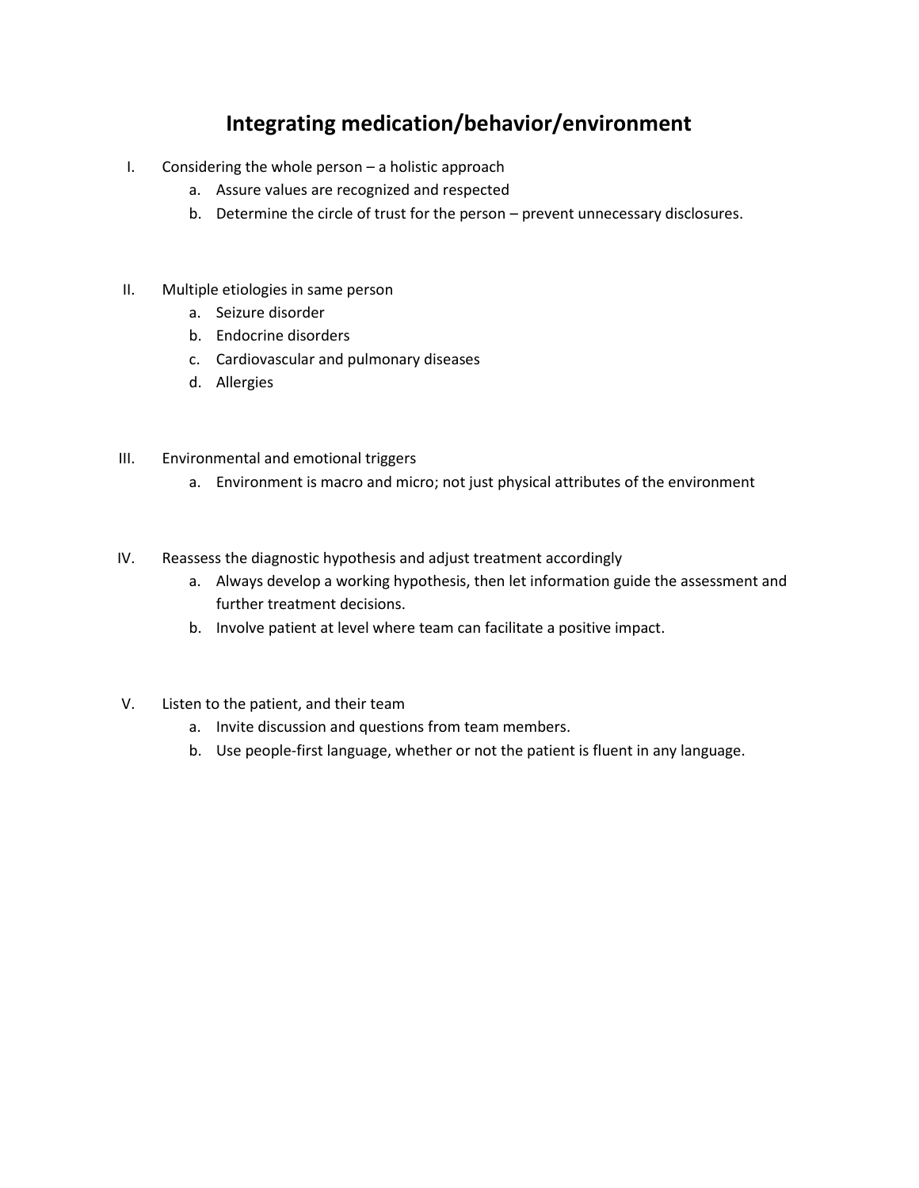# Integrating medication/behavior/environment

I. Considering the whole person – a holistic approach
   a. Assure values are recognized and respected
   b. Determine the circle of trust for the person – prevent unnecessary disclosures.

II. Multiple etiologies in same person
   a. Seizure disorder
   b. Endocrine disorders
   c. Cardiovascular and pulmonary diseases
   d. Allergies

III. Environmental and emotional triggers
   a. Environment is macro and micro; not just physical attributes of the environment

IV. Reassess the diagnostic hypothesis and adjust treatment accordingly
   a. Always develop a working hypothesis, then let information guide the assessment and further treatment decisions.
   b. Involve patient at level where team can facilitate a positive impact.

V. Listen to the patient, and their team
   a. Invite discussion and questions from team members.
   b. Use people-first language, whether or not the patient is fluent in any language.